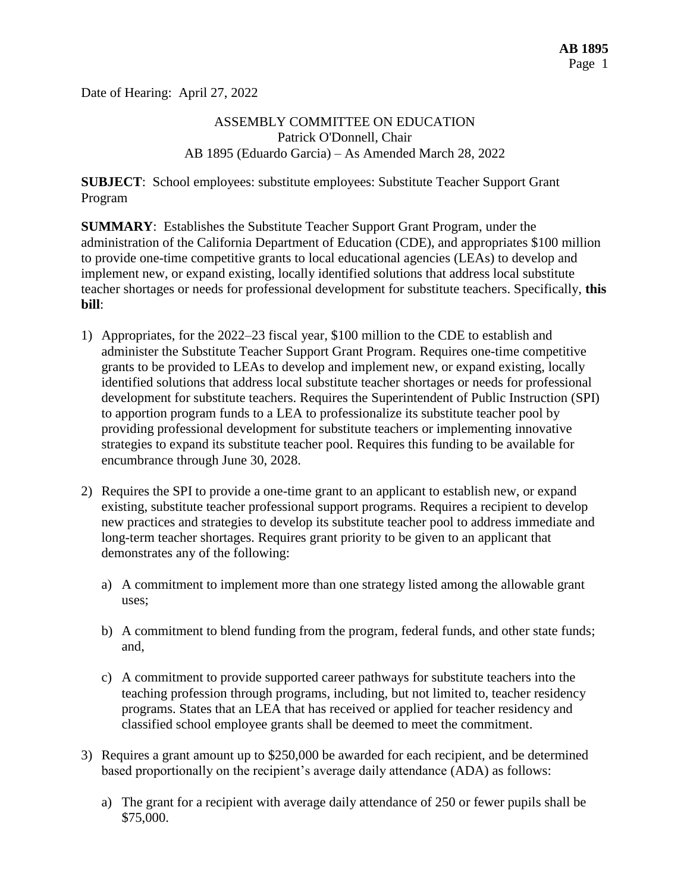Date of Hearing: April 27, 2022

ASSEMBLY COMMITTEE ON EDUCATION
Patrick O'Donnell, Chair
AB 1895 (Eduardo Garcia) – As Amended March 28, 2022

**SUBJECT**: School employees: substitute employees: Substitute Teacher Support Grant Program

**SUMMARY**: Establishes the Substitute Teacher Support Grant Program, under the administration of the California Department of Education (CDE), and appropriates $100 million to provide one-time competitive grants to local educational agencies (LEAs) to develop and implement new, or expand existing, locally identified solutions that address local substitute teacher shortages or needs for professional development for substitute teachers. Specifically, **this bill**:

1) Appropriates, for the 2022–23 fiscal year, $100 million to the CDE to establish and administer the Substitute Teacher Support Grant Program. Requires one-time competitive grants to be provided to LEAs to develop and implement new, or expand existing, locally identified solutions that address local substitute teacher shortages or needs for professional development for substitute teachers. Requires the Superintendent of Public Instruction (SPI) to apportion program funds to a LEA to professionalize its substitute teacher pool by providing professional development for substitute teachers or implementing innovative strategies to expand its substitute teacher pool. Requires this funding to be available for encumbrance through June 30, 2028.

2) Requires the SPI to provide a one-time grant to an applicant to establish new, or expand existing, substitute teacher professional support programs. Requires a recipient to develop new practices and strategies to develop its substitute teacher pool to address immediate and long-term teacher shortages. Requires grant priority to be given to an applicant that demonstrates any of the following:

    a) A commitment to implement more than one strategy listed among the allowable grant uses;

    b) A commitment to blend funding from the program, federal funds, and other state funds; and,

    c) A commitment to provide supported career pathways for substitute teachers into the teaching profession through programs, including, but not limited to, teacher residency programs. States that an LEA that has received or applied for teacher residency and classified school employee grants shall be deemed to meet the commitment.

3) Requires a grant amount up to $250,000 be awarded for each recipient, and be determined based proportionally on the recipient's average daily attendance (ADA) as follows:

    a) The grant for a recipient with average daily attendance of 250 or fewer pupils shall be $75,000.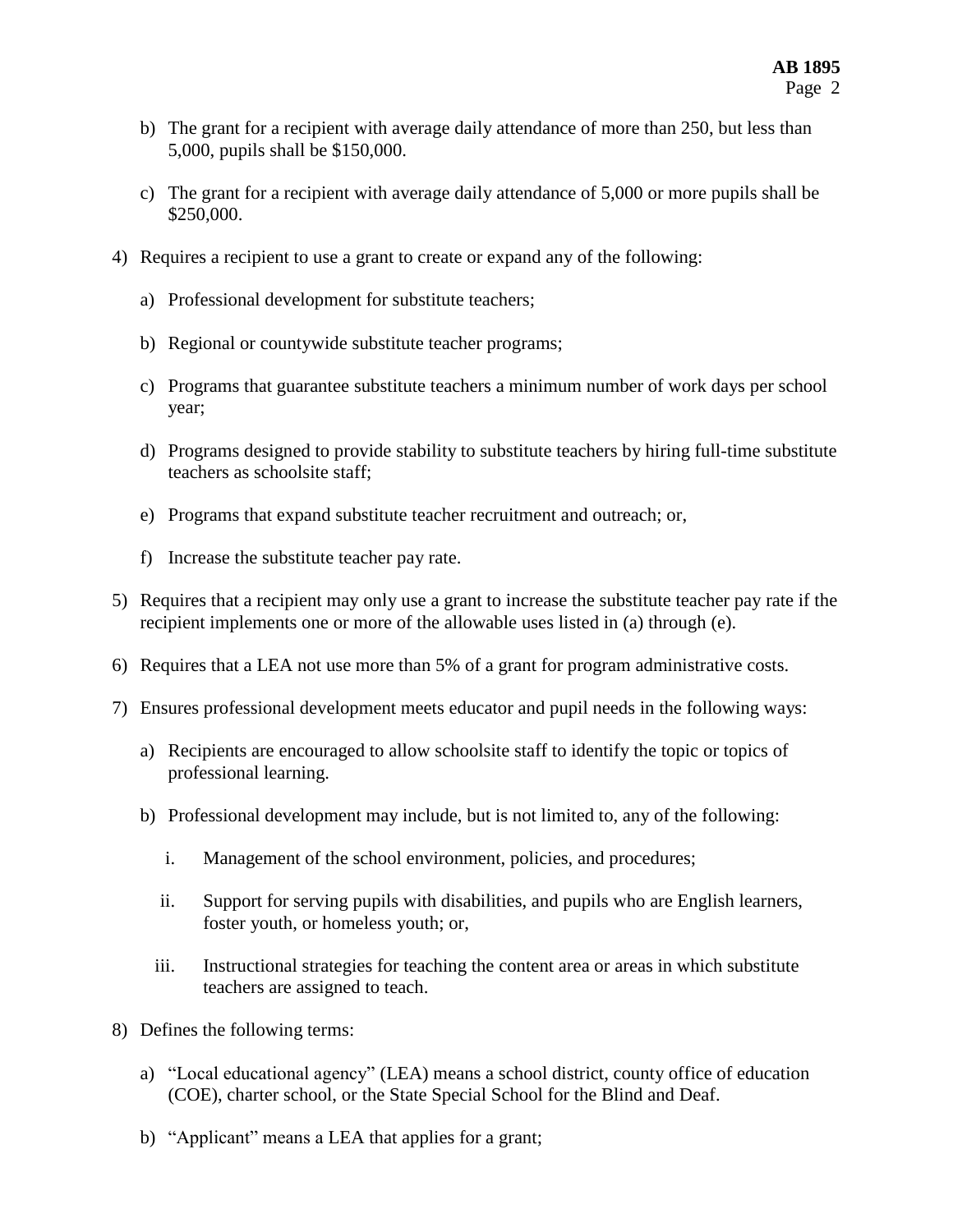b) The grant for a recipient with average daily attendance of more than 250, but less than 5,000, pupils shall be $150,000.

c) The grant for a recipient with average daily attendance of 5,000 or more pupils shall be $250,000.

4) Requires a recipient to use a grant to create or expand any of the following:

   a) Professional development for substitute teachers;

   b) Regional or countywide substitute teacher programs;

   c) Programs that guarantee substitute teachers a minimum number of work days per school year;

   d) Programs designed to provide stability to substitute teachers by hiring full-time substitute teachers as schoolsite staff;

   e) Programs that expand substitute teacher recruitment and outreach; or,

   f) Increase the substitute teacher pay rate.

5) Requires that a recipient may only use a grant to increase the substitute teacher pay rate if the recipient implements one or more of the allowable uses listed in (a) through (e).

6) Requires that a LEA not use more than 5% of a grant for program administrative costs.

7) Ensures professional development meets educator and pupil needs in the following ways:

   a) Recipients are encouraged to allow schoolsite staff to identify the topic or topics of professional learning.

   b) Professional development may include, but is not limited to, any of the following:

      i. Management of the school environment, policies, and procedures;

      ii. Support for serving pupils with disabilities, and pupils who are English learners, foster youth, or homeless youth; or,

      iii. Instructional strategies for teaching the content area or areas in which substitute teachers are assigned to teach.

8) Defines the following terms:

   a) "Local educational agency" (LEA) means a school district, county office of education (COE), charter school, or the State Special School for the Blind and Deaf.

   b) "Applicant" means a LEA that applies for a grant;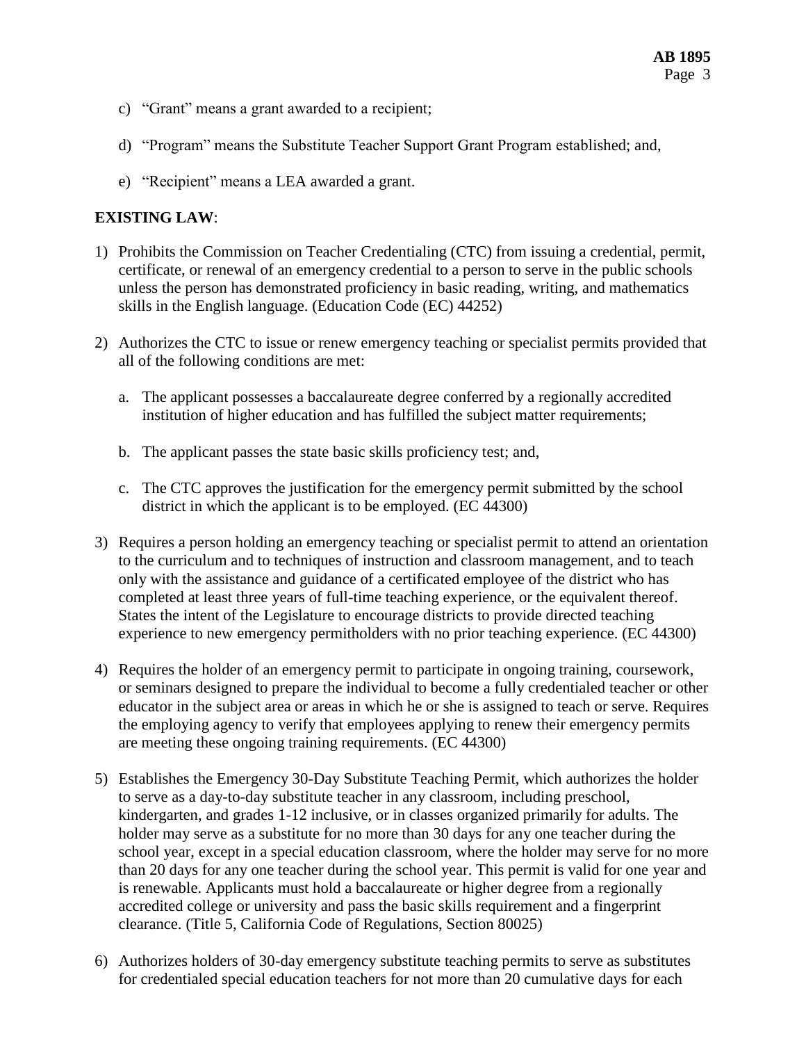c) "Grant" means a grant awarded to a recipient;

d) "Program" means the Substitute Teacher Support Grant Program established; and,

e) "Recipient" means a LEA awarded a grant.

**EXISTING LAW**:

1) Prohibits the Commission on Teacher Credentialing (CTC) from issuing a credential, permit, certificate, or renewal of an emergency credential to a person to serve in the public schools unless the person has demonstrated proficiency in basic reading, writing, and mathematics skills in the English language. (Education Code (EC) 44252)

2) Authorizes the CTC to issue or renew emergency teaching or specialist permits provided that all of the following conditions are met:

   a. The applicant possesses a baccalaureate degree conferred by a regionally accredited institution of higher education and has fulfilled the subject matter requirements;

   b. The applicant passes the state basic skills proficiency test; and,

   c. The CTC approves the justification for the emergency permit submitted by the school district in which the applicant is to be employed. (EC 44300)

3) Requires a person holding an emergency teaching or specialist permit to attend an orientation to the curriculum and to techniques of instruction and classroom management, and to teach only with the assistance and guidance of a certificated employee of the district who has completed at least three years of full-time teaching experience, or the equivalent thereof. States the intent of the Legislature to encourage districts to provide directed teaching experience to new emergency permitholders with no prior teaching experience. (EC 44300)

4) Requires the holder of an emergency permit to participate in ongoing training, coursework, or seminars designed to prepare the individual to become a fully credentialed teacher or other educator in the subject area or areas in which he or she is assigned to teach or serve. Requires the employing agency to verify that employees applying to renew their emergency permits are meeting these ongoing training requirements. (EC 44300)

5) Establishes the Emergency 30-Day Substitute Teaching Permit, which authorizes the holder to serve as a day-to-day substitute teacher in any classroom, including preschool, kindergarten, and grades 1-12 inclusive, or in classes organized primarily for adults. The holder may serve as a substitute for no more than 30 days for any one teacher during the school year, except in a special education classroom, where the holder may serve for no more than 20 days for any one teacher during the school year. This permit is valid for one year and is renewable. Applicants must hold a baccalaureate or higher degree from a regionally accredited college or university and pass the basic skills requirement and a fingerprint clearance. (Title 5, California Code of Regulations, Section 80025)

6) Authorizes holders of 30-day emergency substitute teaching permits to serve as substitutes for credentialed special education teachers for not more than 20 cumulative days for each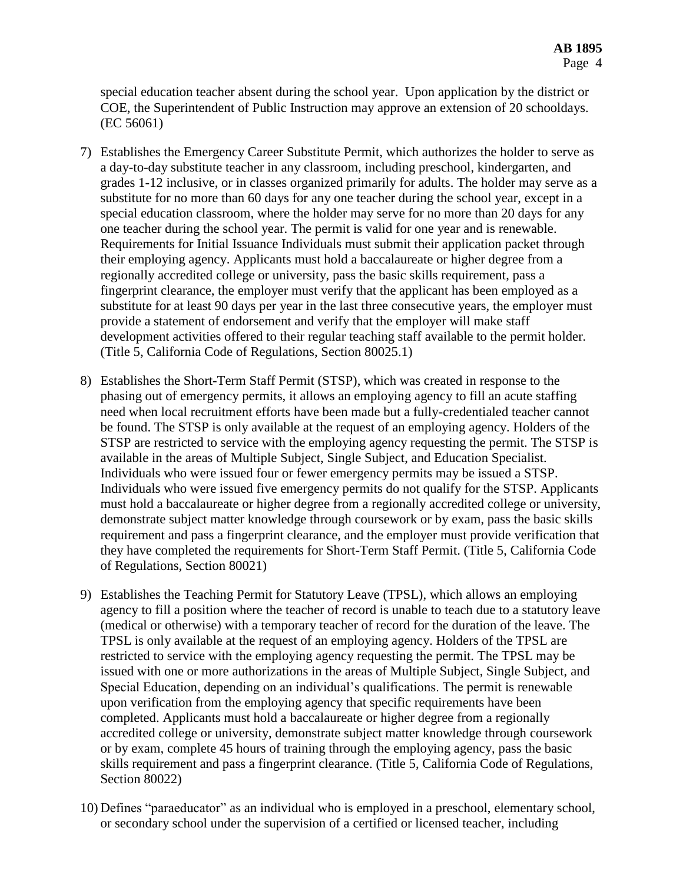special education teacher absent during the school year. Upon application by the district or COE, the Superintendent of Public Instruction may approve an extension of 20 schooldays. (EC 56061)

7) Establishes the Emergency Career Substitute Permit, which authorizes the holder to serve as a day-to-day substitute teacher in any classroom, including preschool, kindergarten, and grades 1-12 inclusive, or in classes organized primarily for adults. The holder may serve as a substitute for no more than 60 days for any one teacher during the school year, except in a special education classroom, where the holder may serve for no more than 20 days for any one teacher during the school year. The permit is valid for one year and is renewable. Requirements for Initial Issuance Individuals must submit their application packet through their employing agency. Applicants must hold a baccalaureate or higher degree from a regionally accredited college or university, pass the basic skills requirement, pass a fingerprint clearance, the employer must verify that the applicant has been employed as a substitute for at least 90 days per year in the last three consecutive years, the employer must provide a statement of endorsement and verify that the employer will make staff development activities offered to their regular teaching staff available to the permit holder. (Title 5, California Code of Regulations, Section 80025.1)

8) Establishes the Short-Term Staff Permit (STSP), which was created in response to the phasing out of emergency permits, it allows an employing agency to fill an acute staffing need when local recruitment efforts have been made but a fully-credentialed teacher cannot be found. The STSP is only available at the request of an employing agency. Holders of the STSP are restricted to service with the employing agency requesting the permit. The STSP is available in the areas of Multiple Subject, Single Subject, and Education Specialist. Individuals who were issued four or fewer emergency permits may be issued a STSP. Individuals who were issued five emergency permits do not qualify for the STSP. Applicants must hold a baccalaureate or higher degree from a regionally accredited college or university, demonstrate subject matter knowledge through coursework or by exam, pass the basic skills requirement and pass a fingerprint clearance, and the employer must provide verification that they have completed the requirements for Short-Term Staff Permit. (Title 5, California Code of Regulations, Section 80021)

9) Establishes the Teaching Permit for Statutory Leave (TPSL), which allows an employing agency to fill a position where the teacher of record is unable to teach due to a statutory leave (medical or otherwise) with a temporary teacher of record for the duration of the leave. The TPSL is only available at the request of an employing agency. Holders of the TPSL are restricted to service with the employing agency requesting the permit. The TPSL may be issued with one or more authorizations in the areas of Multiple Subject, Single Subject, and Special Education, depending on an individual's qualifications. The permit is renewable upon verification from the employing agency that specific requirements have been completed. Applicants must hold a baccalaureate or higher degree from a regionally accredited college or university, demonstrate subject matter knowledge through coursework or by exam, complete 45 hours of training through the employing agency, pass the basic skills requirement and pass a fingerprint clearance. (Title 5, California Code of Regulations, Section 80022)

10) Defines "paraeducator" as an individual who is employed in a preschool, elementary school, or secondary school under the supervision of a certified or licensed teacher, including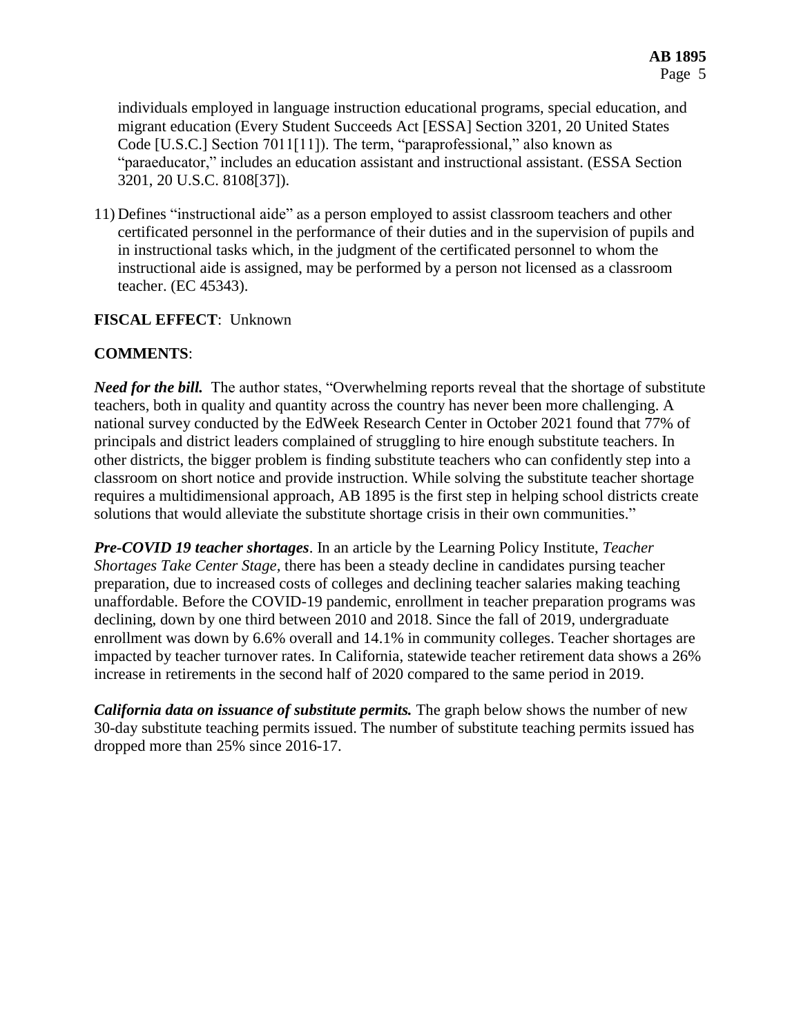individuals employed in language instruction educational programs, special education, and migrant education (Every Student Succeeds Act [ESSA] Section 3201, 20 United States Code [U.S.C.] Section 7011[11]). The term, "paraprofessional," also known as "paraeducator," includes an education assistant and instructional assistant. (ESSA Section 3201, 20 U.S.C. 8108[37]).

11) Defines "instructional aide" as a person employed to assist classroom teachers and other certificated personnel in the performance of their duties and in the supervision of pupils and in instructional tasks which, in the judgment of the certificated personnel to whom the instructional aide is assigned, may be performed by a person not licensed as a classroom teacher. (EC 45343).

**FISCAL EFFECT**: Unknown

**COMMENTS**:

***Need for the bill.*** The author states, "Overwhelming reports reveal that the shortage of substitute teachers, both in quality and quantity across the country has never been more challenging. A national survey conducted by the EdWeek Research Center in October 2021 found that 77% of principals and district leaders complained of struggling to hire enough substitute teachers. In other districts, the bigger problem is finding substitute teachers who can confidently step into a classroom on short notice and provide instruction. While solving the substitute teacher shortage requires a multidimensional approach, AB 1895 is the first step in helping school districts create solutions that would alleviate the substitute shortage crisis in their own communities."

***Pre-COVID 19 teacher shortages***. In an article by the Learning Policy Institute, *Teacher Shortages Take Center Stage*, there has been a steady decline in candidates pursuing teacher preparation, due to increased costs of colleges and declining teacher salaries making teaching unaffordable. Before the COVID-19 pandemic, enrollment in teacher preparation programs was declining, down by one third between 2010 and 2018. Since the fall of 2019, undergraduate enrollment was down by 6.6% overall and 14.1% in community colleges. Teacher shortages are impacted by teacher turnover rates. In California, statewide teacher retirement data shows a 26% increase in retirements in the second half of 2020 compared to the same period in 2019.

***California data on issuance of substitute permits.*** The graph below shows the number of new 30-day substitute teaching permits issued. The number of substitute teaching permits issued has dropped more than 25% since 2016-17.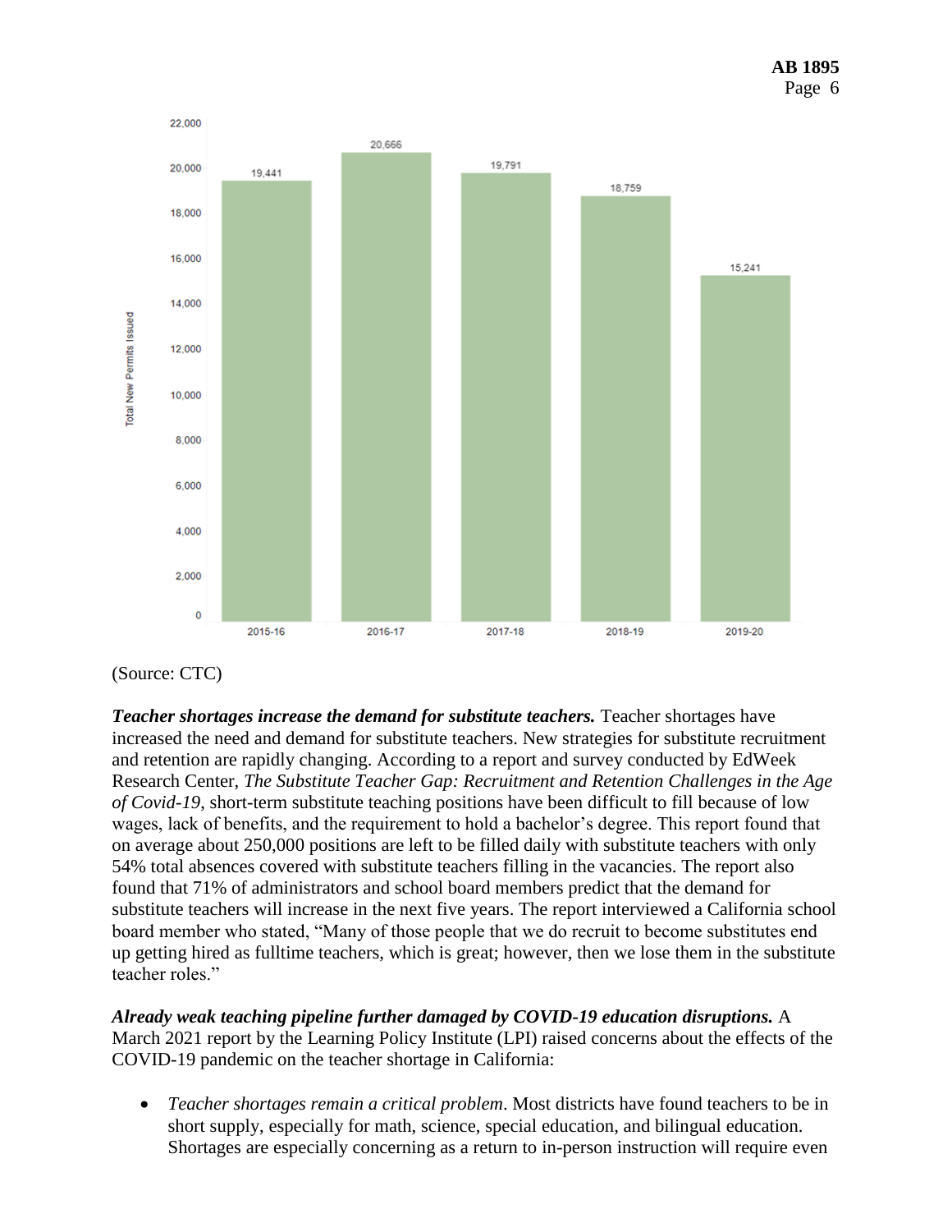| Year | Total New Permits Issued |
|---|---|
| 2015-16 | 19,441 |
| 2016-17 | 20,666 |
| 2017-18 | 19,791 |
| 2018-19 | 18,759 |
| 2019-20 | 15,241 |

(Source: CTC)

***Teacher shortages increase the demand for substitute teachers.*** Teacher shortages have increased the need and demand for substitute teachers. New strategies for substitute recruitment and retention are rapidly changing. According to a report and survey conducted by EdWeek Research Center, *The Substitute Teacher Gap: Recruitment and Retention Challenges in the Age of Covid-19*, short-term substitute teaching positions have been difficult to fill because of low wages, lack of benefits, and the requirement to hold a bachelor's degree. This report found that on average about 250,000 positions are left to be filled daily with substitute teachers with only 54% total absences covered with substitute teachers filling in the vacancies. The report also found that 71% of administrators and school board members predict that the demand for substitute teachers will increase in the next five years. The report interviewed a California school board member who stated, "Many of those people that we do recruit to become substitutes end up getting hired as fulltime teachers, which is great; however, then we lose them in the substitute teacher roles."

***Already weak teaching pipeline further damaged by COVID-19 education disruptions.*** A March 2021 report by the Learning Policy Institute (LPI) raised concerns about the effects of the COVID-19 pandemic on the teacher shortage in California:

- *Teacher shortages remain a critical problem*. Most districts have found teachers to be in short supply, especially for math, science, special education, and bilingual education. Shortages are especially concerning as a return to in-person instruction will require even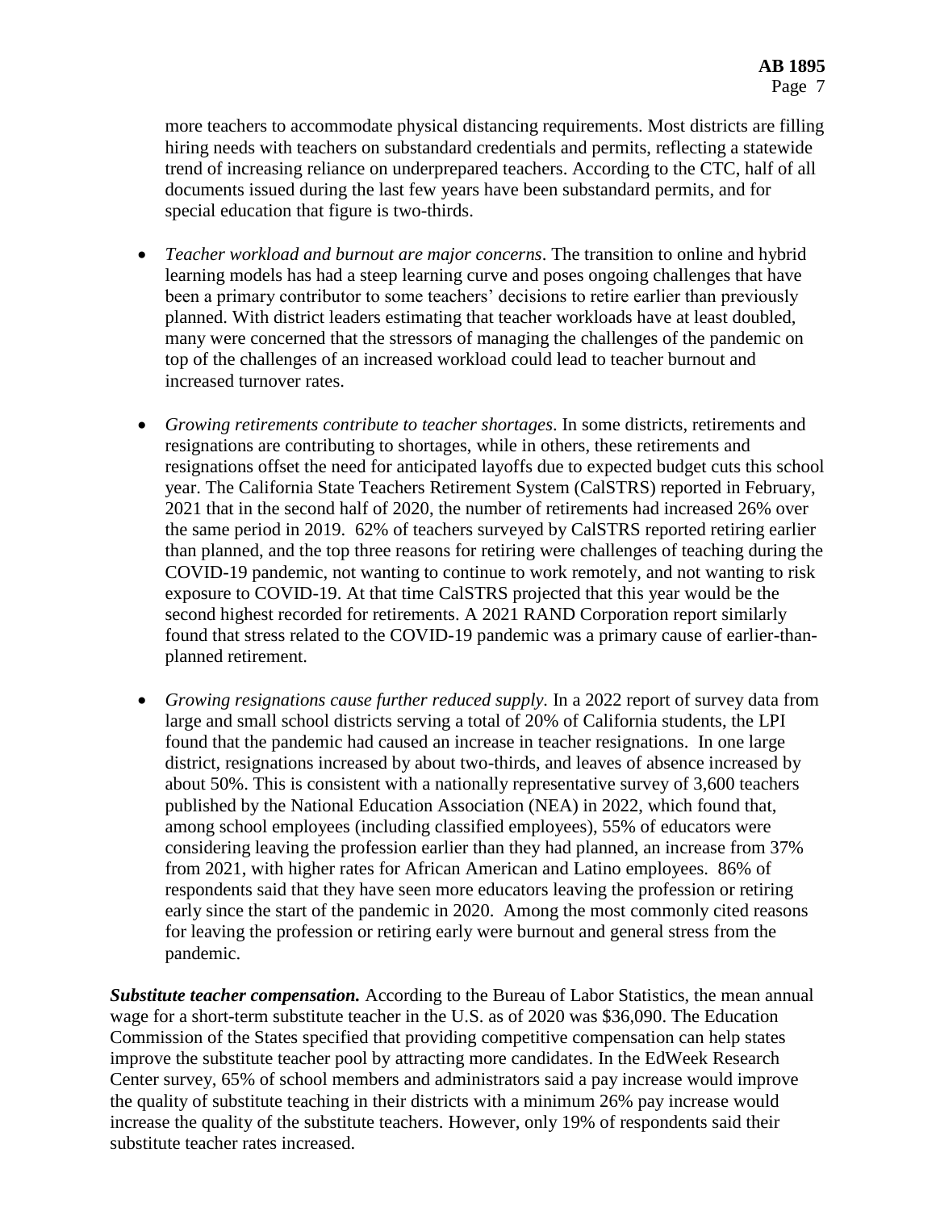more teachers to accommodate physical distancing requirements. Most districts are filling hiring needs with teachers on substandard credentials and permits, reflecting a statewide trend of increasing reliance on underprepared teachers. According to the CTC, half of all documents issued during the last few years have been substandard permits, and for special education that figure is two-thirds.

- *Teacher workload and burnout are major concerns*. The transition to online and hybrid learning models has had a steep learning curve and poses ongoing challenges that have been a primary contributor to some teachers' decisions to retire earlier than previously planned. With district leaders estimating that teacher workloads have at least doubled, many were concerned that the stressors of managing the challenges of the pandemic on top of the challenges of an increased workload could lead to teacher burnout and increased turnover rates.

- *Growing retirements contribute to teacher shortages*. In some districts, retirements and resignations are contributing to shortages, while in others, these retirements and resignations offset the need for anticipated layoffs due to expected budget cuts this school year. The California State Teachers Retirement System (CalSTRS) reported in February, 2021 that in the second half of 2020, the number of retirements had increased 26% over the same period in 2019. 62% of teachers surveyed by CalSTRS reported retiring earlier than planned, and the top three reasons for retiring were challenges of teaching during the COVID-19 pandemic, not wanting to continue to work remotely, and not wanting to risk exposure to COVID-19. At that time CalSTRS projected that this year would be the second highest recorded for retirements. A 2021 RAND Corporation report similarly found that stress related to the COVID-19 pandemic was a primary cause of earlier-than-planned retirement.

- *Growing resignations cause further reduced supply*. In a 2022 report of survey data from large and small school districts serving a total of 20% of California students, the LPI found that the pandemic had caused an increase in teacher resignations. In one large district, resignations increased by about two-thirds, and leaves of absence increased by about 50%. This is consistent with a nationally representative survey of 3,600 teachers published by the National Education Association (NEA) in 2022, which found that, among school employees (including classified employees), 55% of educators were considering leaving the profession earlier than they had planned, an increase from 37% from 2021, with higher rates for African American and Latino employees. 86% of respondents said that they have seen more educators leaving the profession or retiring early since the start of the pandemic in 2020. Among the most commonly cited reasons for leaving the profession or retiring early were burnout and general stress from the pandemic.

***Substitute teacher compensation.*** According to the Bureau of Labor Statistics, the mean annual wage for a short-term substitute teacher in the U.S. as of 2020 was $36,090. The Education Commission of the States specified that providing competitive compensation can help states improve the substitute teacher pool by attracting more candidates. In the EdWeek Research Center survey, 65% of school members and administrators said a pay increase would improve the quality of substitute teaching in their districts with a minimum 26% pay increase would increase the quality of the substitute teachers. However, only 19% of respondents said their substitute teacher rates increased.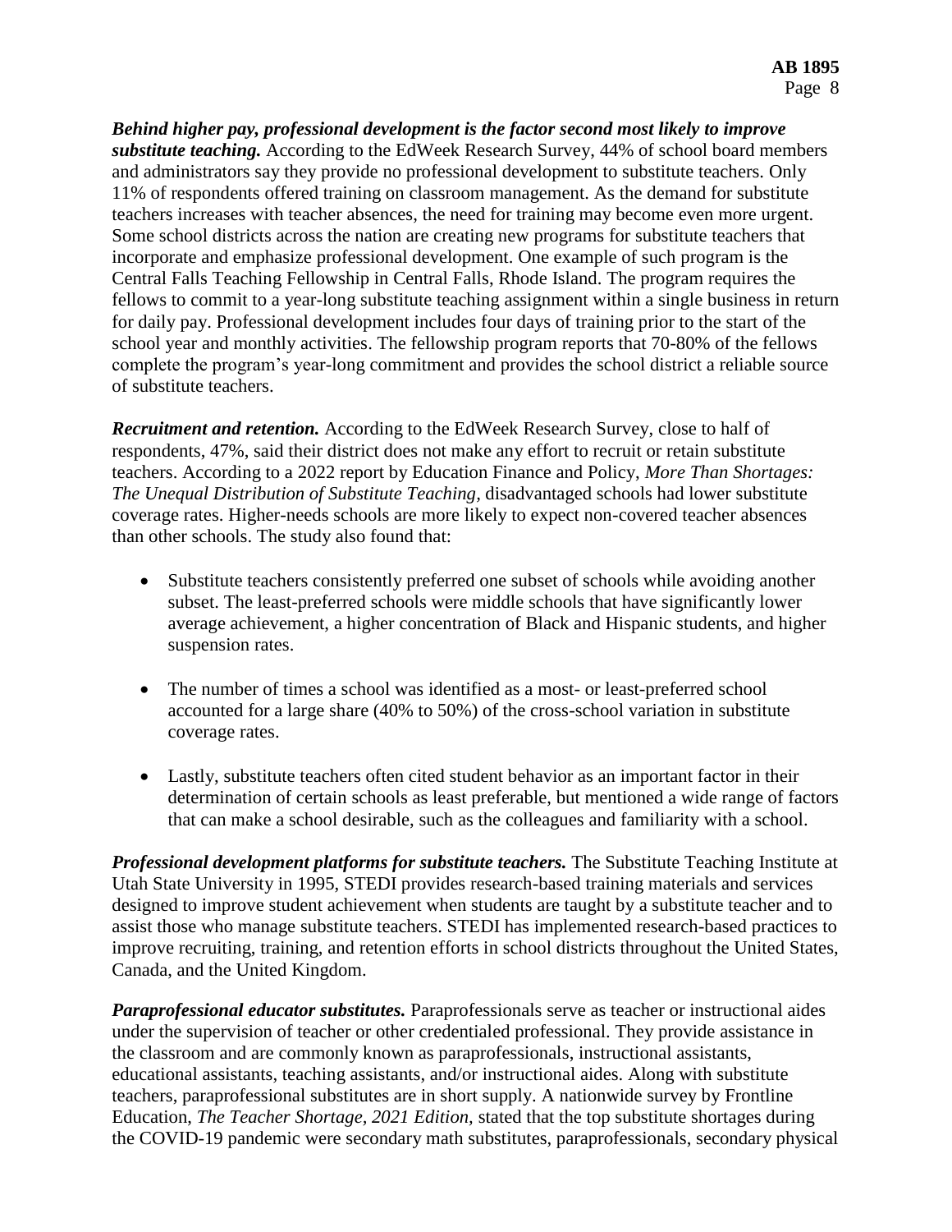***Behind higher pay, professional development is the factor second most likely to improve substitute teaching.*** According to the EdWeek Research Survey, 44% of school board members and administrators say they provide no professional development to substitute teachers. Only 11% of respondents offered training on classroom management. As the demand for substitute teachers increases with teacher absences, the need for training may become even more urgent. Some school districts across the nation are creating new programs for substitute teachers that incorporate and emphasize professional development. One example of such program is the Central Falls Teaching Fellowship in Central Falls, Rhode Island. The program requires the fellows to commit to a year-long substitute teaching assignment within a single business in return for daily pay. Professional development includes four days of training prior to the start of the school year and monthly activities. The fellowship program reports that 70-80% of the fellows complete the program's year-long commitment and provides the school district a reliable source of substitute teachers.

***Recruitment and retention.*** According to the EdWeek Research Survey, close to half of respondents, 47%, said their district does not make any effort to recruit or retain substitute teachers. According to a 2022 report by Education Finance and Policy, *More Than Shortages: The Unequal Distribution of Substitute Teaching,* disadvantaged schools had lower substitute coverage rates. Higher-needs schools are more likely to expect non-covered teacher absences than other schools. The study also found that:

- Substitute teachers consistently preferred one subset of schools while avoiding another subset. The least-preferred schools were middle schools that have significantly lower average achievement, a higher concentration of Black and Hispanic students, and higher suspension rates.
- The number of times a school was identified as a most- or least-preferred school accounted for a large share (40% to 50%) of the cross-school variation in substitute coverage rates.
- Lastly, substitute teachers often cited student behavior as an important factor in their determination of certain schools as least preferable, but mentioned a wide range of factors that can make a school desirable, such as the colleagues and familiarity with a school.

***Professional development platforms for substitute teachers.*** The Substitute Teaching Institute at Utah State University in 1995, STEDI provides research-based training materials and services designed to improve student achievement when students are taught by a substitute teacher and to assist those who manage substitute teachers. STEDI has implemented research-based practices to improve recruiting, training, and retention efforts in school districts throughout the United States, Canada, and the United Kingdom.

***Paraprofessional educator substitutes.*** Paraprofessionals serve as teacher or instructional aides under the supervision of teacher or other credentialed professional. They provide assistance in the classroom and are commonly known as paraprofessionals, instructional assistants, educational assistants, teaching assistants, and/or instructional aides. Along with substitute teachers, paraprofessional substitutes are in short supply. A nationwide survey by Frontline Education, *The Teacher Shortage, 2021 Edition,* stated that the top substitute shortages during the COVID-19 pandemic were secondary math substitutes, paraprofessionals, secondary physical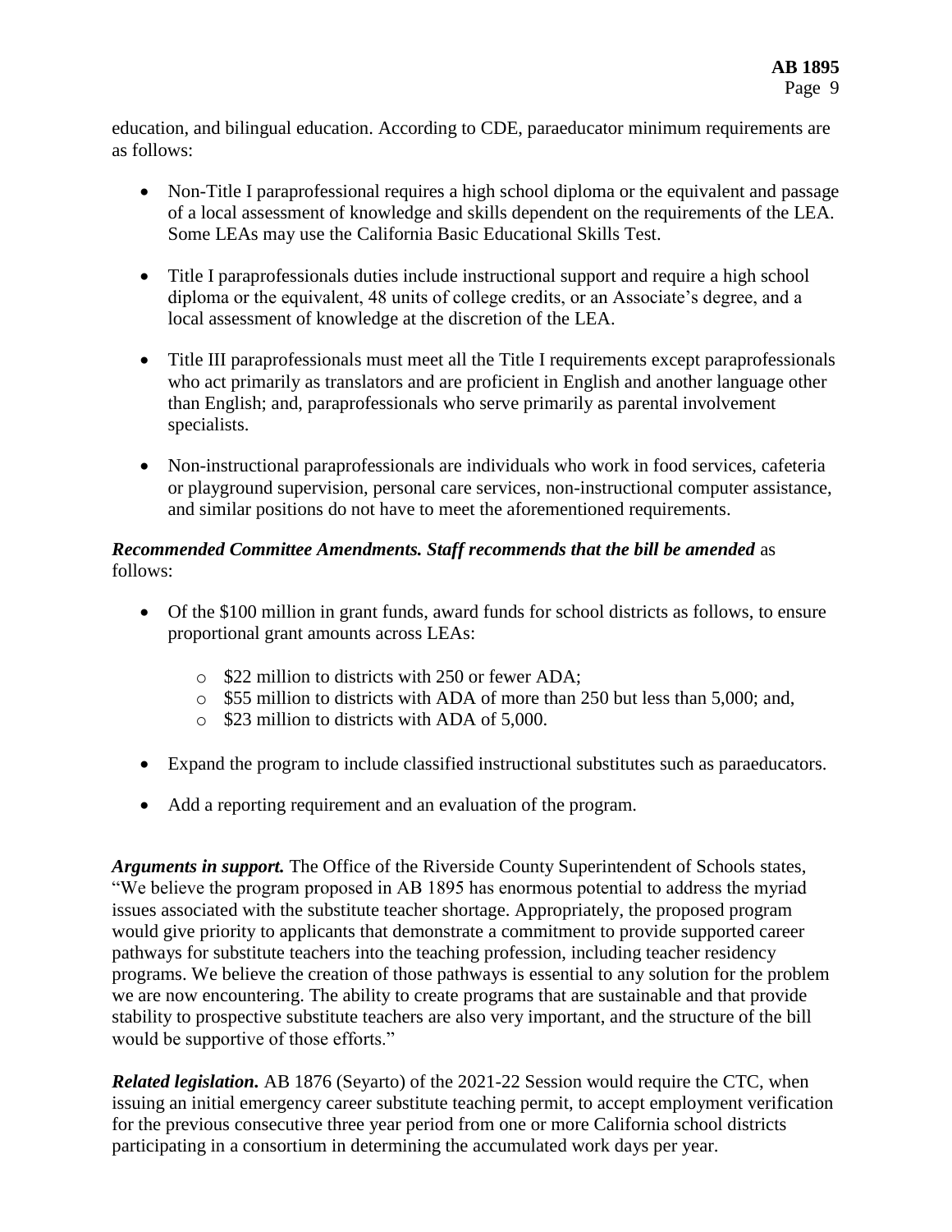education, and bilingual education. According to CDE, paraeducator minimum requirements are as follows:

- Non-Title I paraprofessional requires a high school diploma or the equivalent and passage of a local assessment of knowledge and skills dependent on the requirements of the LEA. Some LEAs may use the California Basic Educational Skills Test.
- Title I paraprofessionals duties include instructional support and require a high school diploma or the equivalent, 48 units of college credits, or an Associate's degree, and a local assessment of knowledge at the discretion of the LEA.
- Title III paraprofessionals must meet all the Title I requirements except paraprofessionals who act primarily as translators and are proficient in English and another language other than English; and, paraprofessionals who serve primarily as parental involvement specialists.
- Non-instructional paraprofessionals are individuals who work in food services, cafeteria or playground supervision, personal care services, non-instructional computer assistance, and similar positions do not have to meet the aforementioned requirements.

***Recommended Committee Amendments. Staff recommends that the bill be amended*** as follows:

- Of the $100 million in grant funds, award funds for school districts as follows, to ensure proportional grant amounts across LEAs:
  - $22 million to districts with 250 or fewer ADA;
  - $55 million to districts with ADA of more than 250 but less than 5,000; and,
  - $23 million to districts with ADA of 5,000.
- Expand the program to include classified instructional substitutes such as paraeducators.
- Add a reporting requirement and an evaluation of the program.

***Arguments in support.*** The Office of the Riverside County Superintendent of Schools states, "We believe the program proposed in AB 1895 has enormous potential to address the myriad issues associated with the substitute teacher shortage. Appropriately, the proposed program would give priority to applicants that demonstrate a commitment to provide supported career pathways for substitute teachers into the teaching profession, including teacher residency programs. We believe the creation of those pathways is essential to any solution for the problem we are now encountering. The ability to create programs that are sustainable and that provide stability to prospective substitute teachers are also very important, and the structure of the bill would be supportive of those efforts."

***Related legislation.*** AB 1876 (Seyarto) of the 2021-22 Session would require the CTC, when issuing an initial emergency career substitute teaching permit, to accept employment verification for the previous consecutive three year period from one or more California school districts participating in a consortium in determining the accumulated work days per year.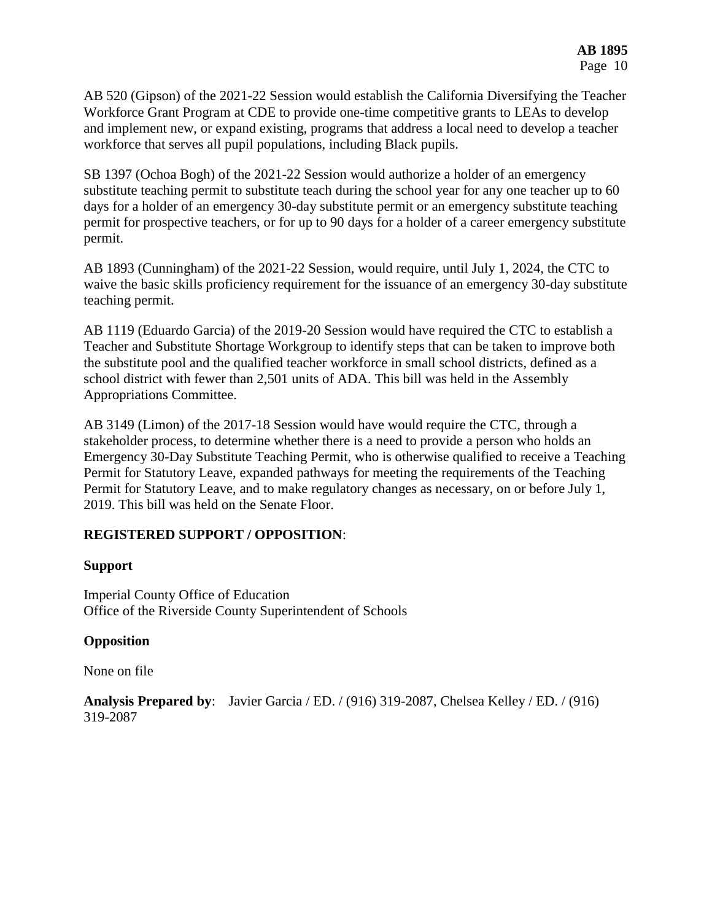AB 520 (Gipson) of the 2021-22 Session would establish the California Diversifying the Teacher Workforce Grant Program at CDE to provide one-time competitive grants to LEAs to develop and implement new, or expand existing, programs that address a local need to develop a teacher workforce that serves all pupil populations, including Black pupils.

SB 1397 (Ochoa Bogh) of the 2021-22 Session would authorize a holder of an emergency substitute teaching permit to substitute teach during the school year for any one teacher up to 60 days for a holder of an emergency 30-day substitute permit or an emergency substitute teaching permit for prospective teachers, or for up to 90 days for a holder of a career emergency substitute permit.

AB 1893 (Cunningham) of the 2021-22 Session, would require, until July 1, 2024, the CTC to waive the basic skills proficiency requirement for the issuance of an emergency 30-day substitute teaching permit.

AB 1119 (Eduardo Garcia) of the 2019-20 Session would have required the CTC to establish a Teacher and Substitute Shortage Workgroup to identify steps that can be taken to improve both the substitute pool and the qualified teacher workforce in small school districts, defined as a school district with fewer than 2,501 units of ADA. This bill was held in the Assembly Appropriations Committee.

AB 3149 (Limon) of the 2017-18 Session would have would require the CTC, through a stakeholder process, to determine whether there is a need to provide a person who holds an Emergency 30-Day Substitute Teaching Permit, who is otherwise qualified to receive a Teaching Permit for Statutory Leave, expanded pathways for meeting the requirements of the Teaching Permit for Statutory Leave, and to make regulatory changes as necessary, on or before July 1, 2019. This bill was held on the Senate Floor.

**REGISTERED SUPPORT / OPPOSITION**:

**Support**

Imperial County Office of Education
Office of the Riverside County Superintendent of Schools

**Opposition**

None on file

**Analysis Prepared by**: Javier Garcia / ED. / (916) 319-2087, Chelsea Kelley / ED. / (916) 319-2087